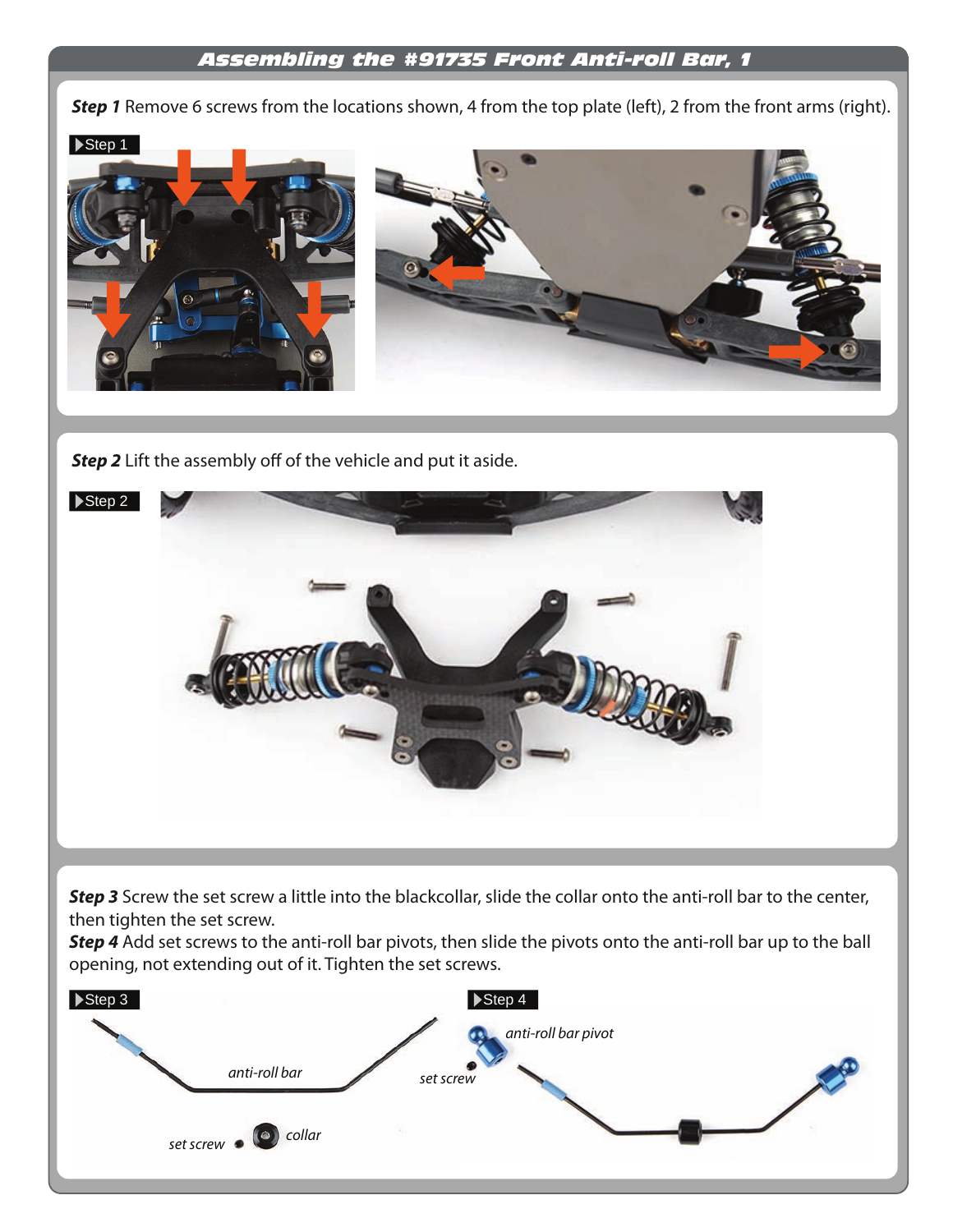## Assembling the #91735 Front Anti-roll Bar, 1

***Step 1*** Remove 6 screws from the locations shown, 4 from the top plate (left), 2 from the front arms (right).

▶Step 1

***Step 2*** Lift the assembly off of the vehicle and put it aside.

▶Step 2

***Step 3*** Screw the set screw a little into the blackcollar, slide the collar onto the anti-roll bar to the center, then tighten the set screw.

***Step 4*** Add set screws to the anti-roll bar pivots, then slide the pivots onto the anti-roll bar up to the ball opening, not extending out of it. Tighten the set screws.

▶Step 3

*anti-roll bar*

*set screw*

*collar*

▶Step 4

*anti-roll bar pivot*

*set screw*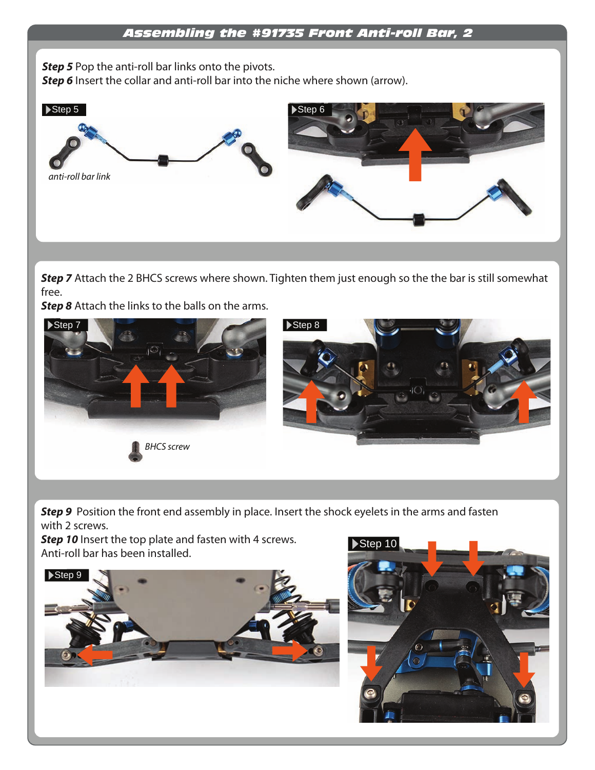## Assembling the #91735 Front Anti-roll Bar, 2

***Step 5*** Pop the anti-roll bar links onto the pivots.
***Step 6*** Insert the collar and anti-roll bar into the niche where shown (arrow).

▶Step 5

*anti-roll bar link*

▶Step 6

***Step 7*** Attach the 2 BHCS screws where shown. Tighten them just enough so the the bar is still somewhat free.
***Step 8*** Attach the links to the balls on the arms.

▶Step 7

*BHCS screw*

▶Step 8

***Step 9*** Position the front end assembly in place. Insert the shock eyelets in the arms and fasten with 2 screws.
***Step 10*** Insert the top plate and fasten with 4 screws.
Anti-roll bar has been installed.

▶Step 9

▶Step 10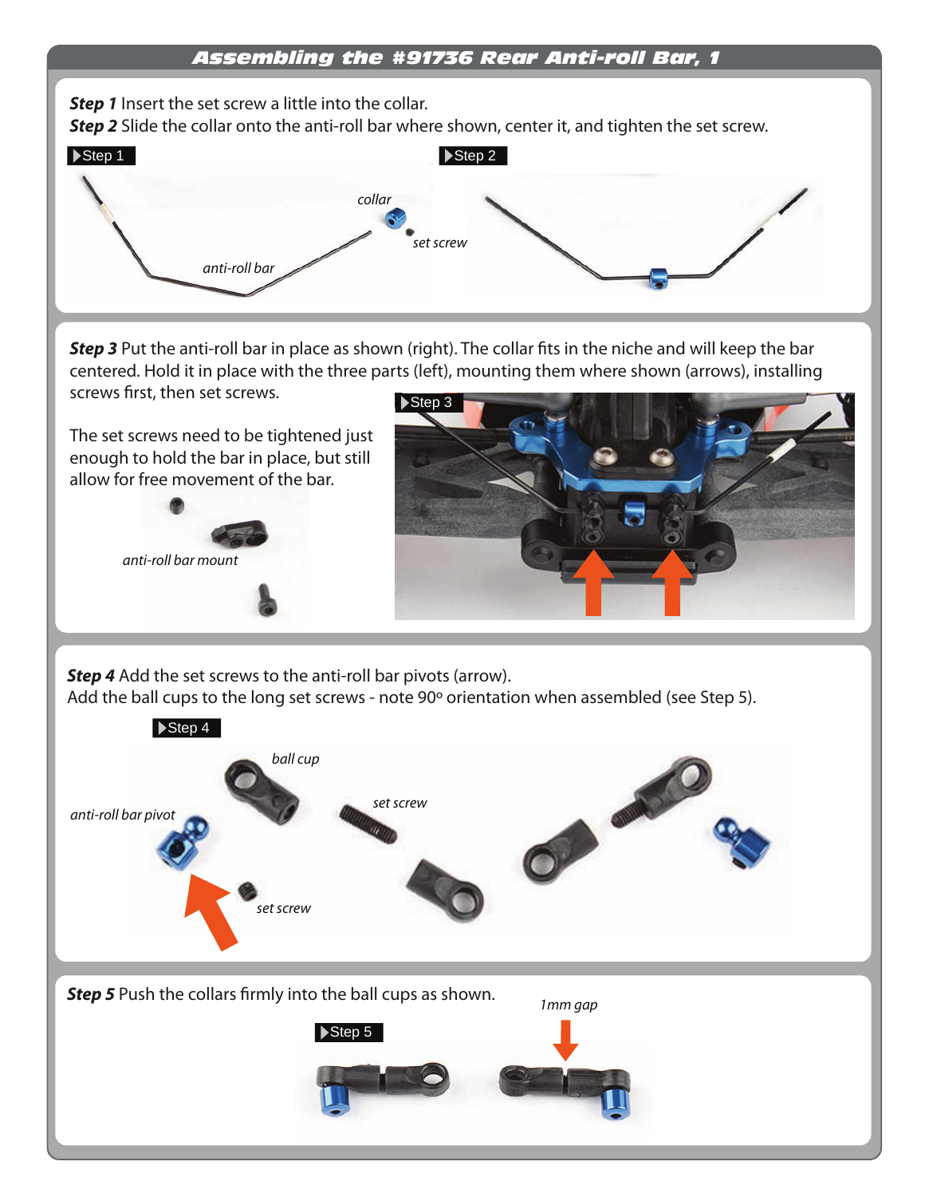## Assembling the #91736 Rear Anti-roll Bar, 1

***Step 1*** Insert the set screw a little into the collar.
***Step 2*** Slide the collar onto the anti-roll bar where shown, center it, and tighten the set screw.

▶Step 1

*collar*

*set screw*

*anti-roll bar*

▶Step 2

***Step 3*** Put the anti-roll bar in place as shown (right). The collar fits in the niche and will keep the bar centered. Hold it in place with the three parts (left), mounting them where shown (arrows), installing screws first, then set screws.

The set screws need to be tightened just enough to hold the bar in place, but still allow for free movement of the bar.

*anti-roll bar mount*

▶Step 3

***Step 4*** Add the set screws to the anti-roll bar pivots (arrow).
Add the ball cups to the long set screws - note 90º orientation when assembled (see Step 5).

▶Step 4

*ball cup*

*set screw*

*anti-roll bar pivot*

*set screw*

***Step 5*** Push the collars firmly into the ball cups as shown.

▶Step 5

*1mm gap*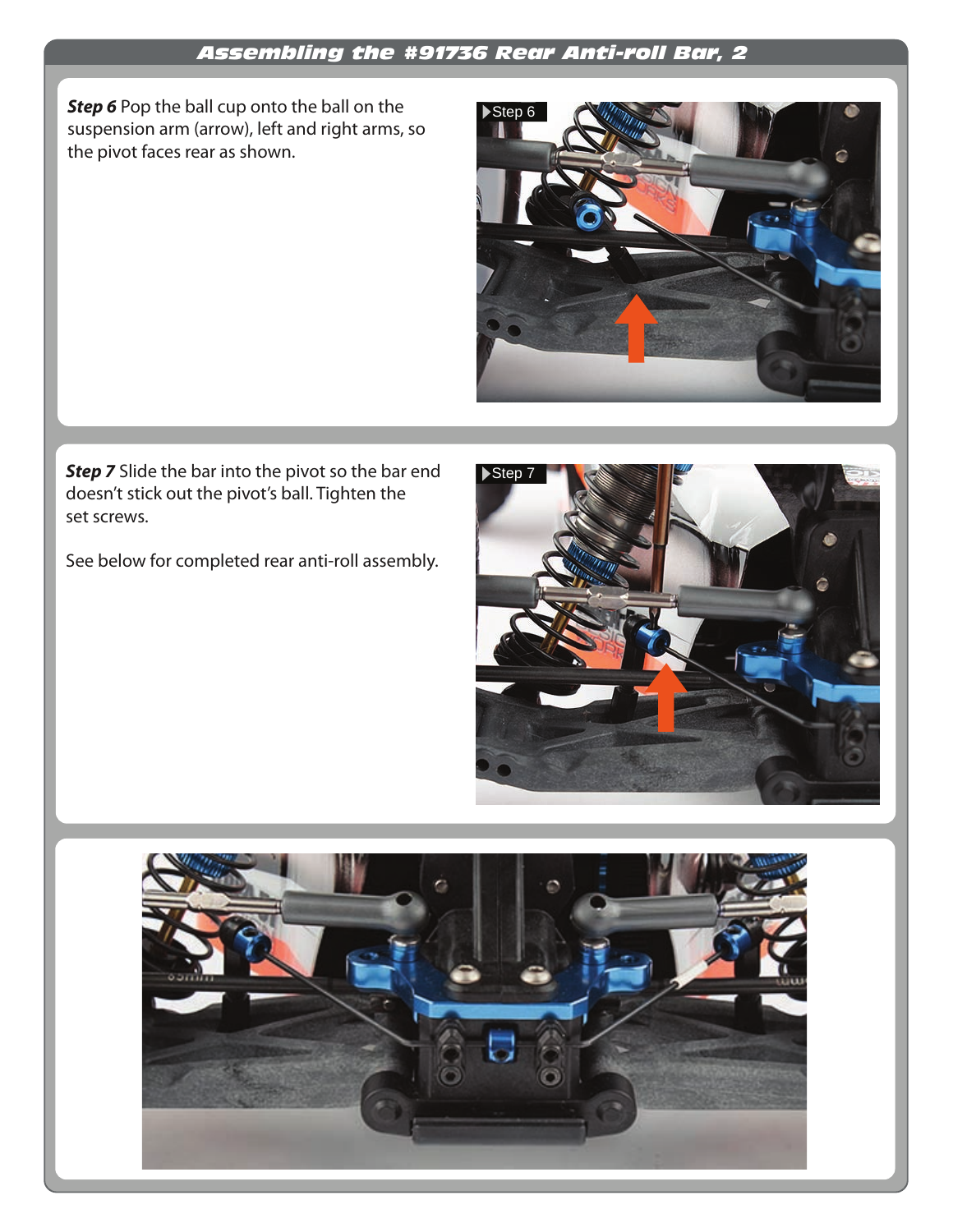## Assembling the #91736 Rear Anti-roll Bar, 2

***Step 6*** Pop the ball cup onto the ball on the suspension arm (arrow), left and right arms, so the pivot faces rear as shown.

***Step 7*** Slide the bar into the pivot so the bar end doesn't stick out the pivot's ball. Tighten the set screws.

See below for completed rear anti-roll assembly.